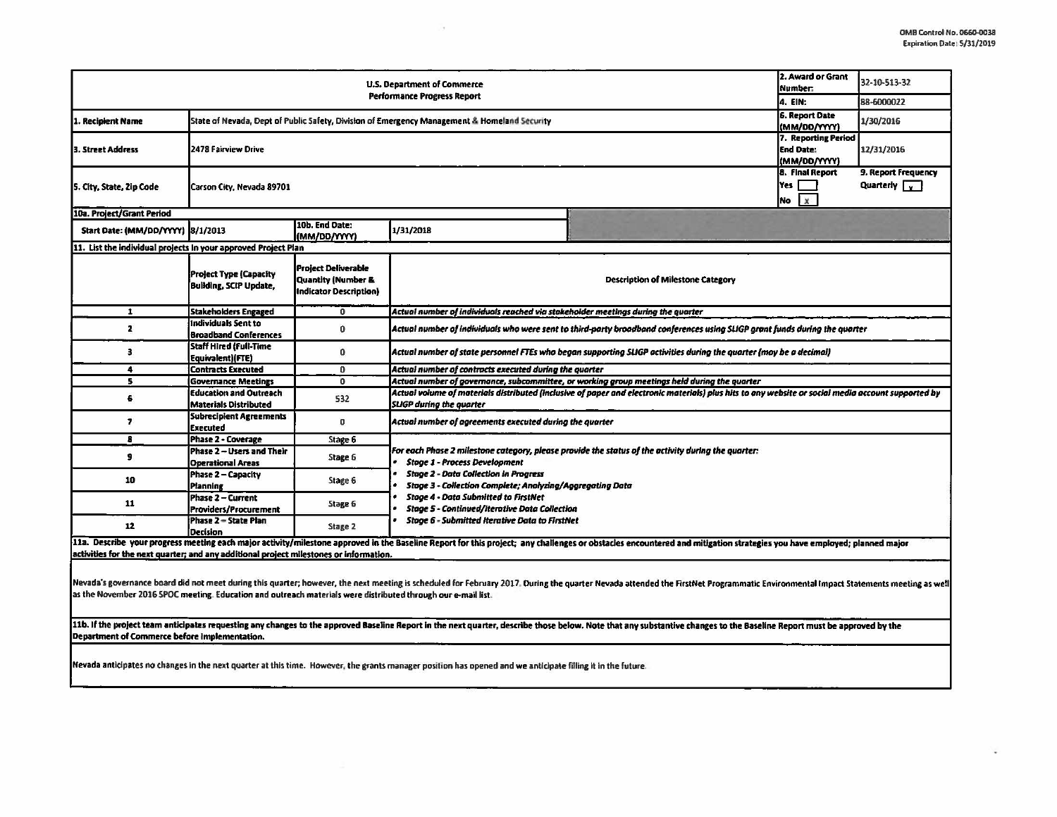OMB Control No. 0660-0038
Expiration Date: 5/31/2019

| U.S. Department of Commerce<br>Performance Progress Report | | | | 2. Award or Grant Number: | 32-10-S13-32 |
|---|---|---|---|---|---|
| | | | | 4. EIN: | 88-6000022 |
| 1. Recipient Name | State of Nevada, Dept of Public Safety, Division of Emergency Management & Homeland Security | | | 6. Report Date (MM/DD/YYYY) | 1/30/2016 |
| 3. Street Address | 2478 Fairview Drive | | | 7. Reporting Period End Date: (MM/DD/YYYY) | 12/31/2016 |
| 5. City, State, Zip Code | Carson City, Nevada 89701 | | | 8. Final Report<br>Yes [ ]<br>No [x] | 9. Report Frequency<br>Quarterly [x] |
| 10a. Project/Grant Period | | | | | |
| Start Date: (MM/DD/YYYY) | 8/1/2013 | 10b. End Date: (MM/DD/YYYY) | 1/31/2018 | | |

**11. List the individual projects in your approved Project Plan**

| | Project Type (Capacity Building, SCIP Update, | Project Deliverable Quantity (Number & Indicator Description) | Description of Milestone Category |
|---|---|---|---|
| 1 | Stakeholders Engaged | 0 | *Actual number of individuals reached via stakeholder meetings during the quarter* |
| 2 | Individuals Sent to Broadband Conferences | 0 | *Actual number of individuals who were sent to third-party broadband conferences using SLIGP grant funds during the quarter* |
| 3 | Staff Hired (Full-Time Equivalent)(FTE) | 0 | *Actual number of state personnel FTEs who began supporting SLIGP activities during the quarter (may be a decimal)* |
| 4 | Contracts Executed | 0 | *Actual number of contracts executed during the quarter* |
| 5 | Governance Meetings | 0 | *Actual number of governance, subcommittee, or working group meetings held during the quarter* |
| 6 | Education and Outreach Materials Distributed | 532 | *Actual volume of materials distributed (inclusive of paper and electronic materials) plus hits to any website or social media account supported by SLIGP during the quarter* |
| 7 | Subrecipient Agreements Executed | 0 | *Actual number of agreements executed during the quarter* |
| 8 | Phase 2 - Coverage | Stage 6 | *For each Phase 2 milestone category, please provide the status of the activity during the quarter:*<br>• *Stage 1 - Process Development*<br>• *Stage 2 - Data Collection in Progress*<br>• *Stage 3 - Collection Complete; Analyzing/Aggregating Data*<br>• *Stage 4 - Data Submitted to FirstNet*<br>• *Stage 5 - Continued/Iterative Data Collection*<br>• *Stage 6 - Submitted Iterative Data to FirstNet* |
| 9 | Phase 2 – Users and Their Operational Areas | Stage 6 | |
| 10 | Phase 2 – Capacity Planning | Stage 6 | |
| 11 | Phase 2 – Current Providers/Procurement | Stage 6 | |
| 12 | Phase 2 – State Plan Decision | Stage 2 | |

**11a. Describe your progress meeting each major activity/milestone approved in the Baseline Report for this project; any challenges or obstacles encountered and mitigation strategies you have employed; planned major activities for the next quarter; and any additional project milestones or information.**

Nevada's governance board did not meet during this quarter; however, the next meeting is scheduled for February 2017. During the quarter Nevada attended the FirstNet Programmatic Environmental Impact Statements meeting as well as the November 2016 SPOC meeting. Education and outreach materials were distributed through our e-mail list.

**11b. If the project team anticipates requesting any changes to the approved Baseline Report in the next quarter, describe those below. Note that any substantive changes to the Baseline Report must be approved by the Department of Commerce before implementation.**

Nevada anticipates no changes in the next quarter at this time. However, the grants manager position has opened and we anticipate filling it in the future.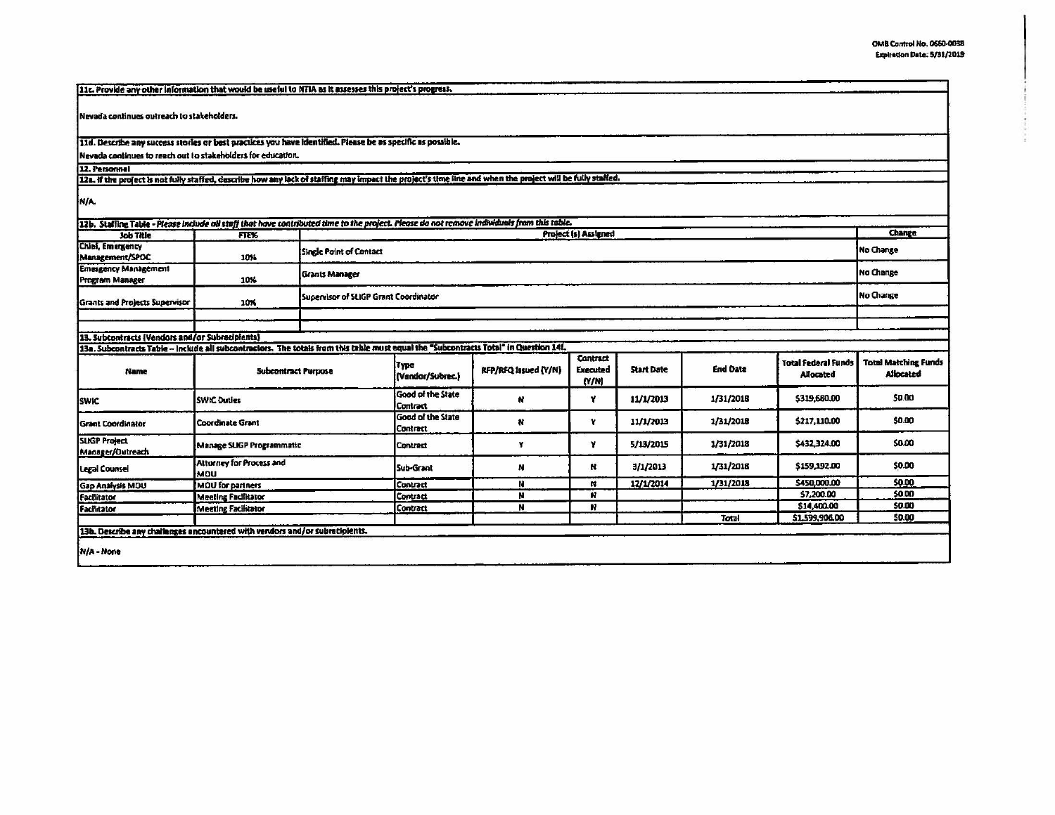**11c. Provide any other information that would be useful to NTIA as it assesses this project's progress.**

Nevada continues outreach to stakeholders.

**11d. Describe any success stories or best practices you have identified. Please be as specific as possible.**

Nevada continues to reach out to stakeholders for education.

**12. Personnel**

**12a. If the project is not fully staffed, describe how any lack of staffing may impact the project's time line and when the project will be fully staffed.**

N/A.

**12b. Staffing Table** - *Please include all staff that have contributed time to the project. Please do not remove individuals from this table.*

| Job Title | FTE% | Project (s) Assigned | Change |
|---|---|---|---|
| Chief, Emergency Management/SPOC | 10% | Single Point of Contact | No Change |
| Emergency Management Program Manager | 10% | Grants Manager | No Change |
| Grants and Projects Supervisor | 10% | Supervisor of SLIGP Grant Coordinator | No Change |
| | | | |

**13. Subcontracts (Vendors and/or Subrecipients)**

**13a. Subcontracts Table** -- Include all subcontractors. The totals from this table must equal the "Subcontracts Total" in Question 14f.

| Name | Subcontract Purpose | Type (Vendor/Subrec.) | RFP/RFQ Issued (Y/N) | Contract Executed (Y/N) | Start Date | End Date | Total Federal Funds Allocated | Total Matching Funds Allocated |
|---|---|---|---|---|---|---|---|---|
| SWIC | SWIC Duties | Good of the State Contract | N | Y | 11/1/2013 | 1/31/2018 | $319,680.00 | $0.00 |
| Grant Coordinator | Coordinate Grant | Good of the State Contract | N | Y | 11/1/2013 | 1/31/2018 | $217,110.00 | $0.00 |
| SLIGP Project Manager/Outreach | Manage SLIGP Programmatic | Contract | Y | Y | 5/13/2015 | 1/31/2018 | $432,324.00 | $0.00 |
| Legal Counsel | Attorney for Process and MOU | Sub-Grant | N | N | 3/1/2013 | 1/31/2018 | $159,192.00 | $0.00 |
| Gap Analysis MOU | MOU for partners | Contract | N | N | 12/1/2014 | 1/31/2018 | $450,000.00 | $0.00 |
| Facilitator | Meeting Facilitator | Contract | N | N | | | $7,200.00 | $0.00 |
| Facilitator | Meeting Facilitator | Contract | N | N | | | $14,400.00 | $0.00 |
| | | | | | | Total | $1,599,906.00 | $0.00 |

**13b. Describe any challenges encountered with vendors and/or subrecipients.**

N/A - None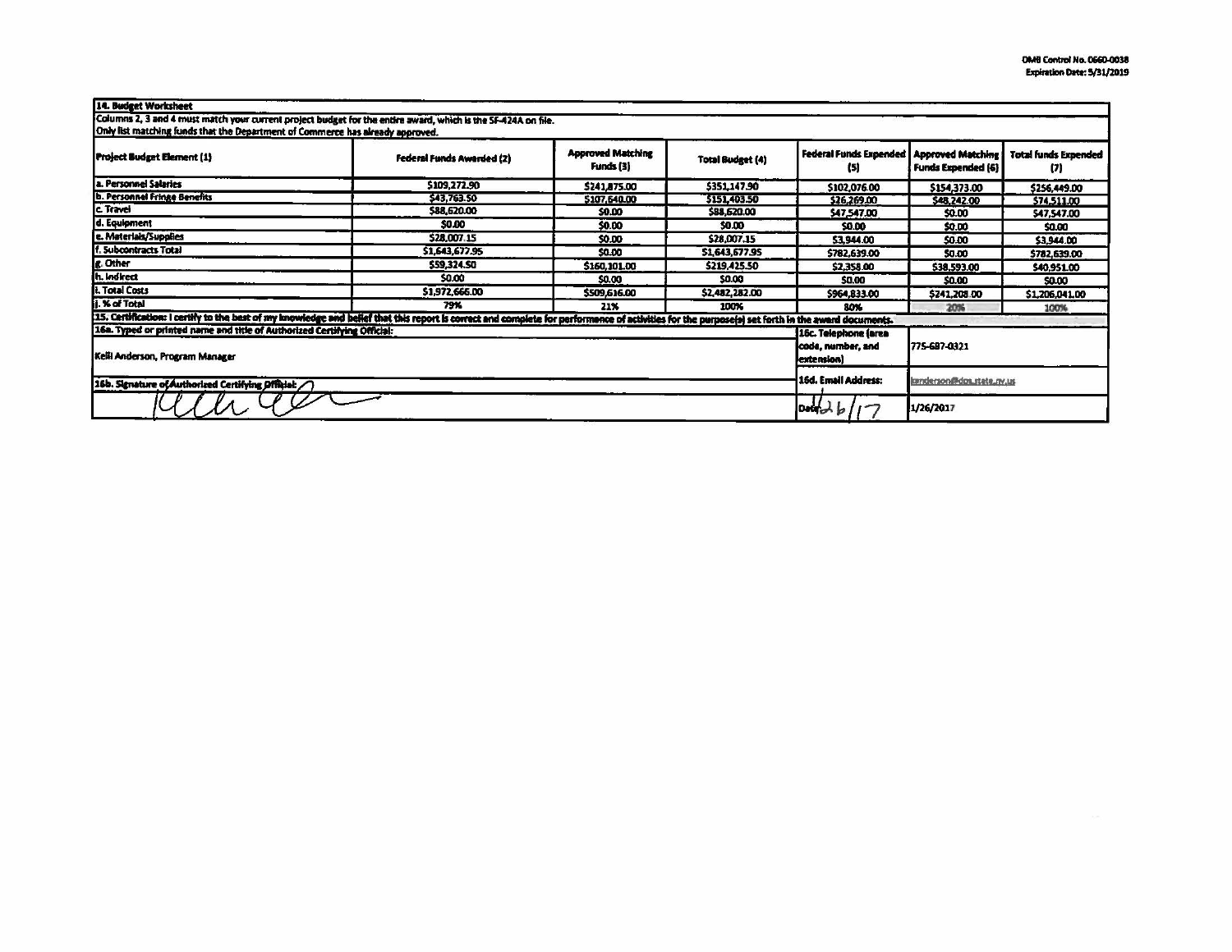OMB Control No. 0660-0038
Expiration Date: 5/31/2019

**14. Budget Worksheet**

Columns 2, 3 and 4 must match your current project budget for the entire award, which is the SF-424A on file.
Only list matching funds that the Department of Commerce has already approved.

| Project Budget Element (1) | Federal Funds Awarded (2) | Approved Matching Funds (3) | Total Budget (4) | Federal Funds Expended (5) | Approved Matching Funds Expended (6) | Total funds Expended (7) |
|---|---|---|---|---|---|---|
| a. Personnel Salaries | $109,272.90 | $241,875.00 | $351,147.90 | $102,076.00 | $154,373.00 | $256,449.00 |
| b. Personnel Fringe Benefits | $43,763.50 | $107,640.00 | $151,403.50 | $26,269.00 | $48,242.00 | $74,511.00 |
| c. Travel | $88,620.00 | $0.00 | $88,620.00 | $47,547.00 | $0.00 | $47,547.00 |
| d. Equipment | $0.00 | $0.00 | $0.00 | $0.00 | $0.00 | $0.00 |
| e. Materials/Supplies | $28,007.15 | $0.00 | $28,007.15 | $3,944.00 | $0.00 | $3,944.00 |
| f. Subcontracts Total | $1,643,677.95 | $0.00 | $1,643,677.95 | $782,639.00 | $0.00 | $782,639.00 |
| g. Other | $59,324.50 | $160,101.00 | $219,425.50 | $2,358.00 | $38,593.00 | $40,951.00 |
| h. Indirect | $0.00 | $0.00 | $0.00 | $0.00 | $0.00 | $0.00 |
| i. Total Costs | $1,972,666.00 | $509,616.00 | $2,482,282.00 | $964,833.00 | $241,208.00 | $1,206,041.00 |
| j. % of Total | 79% | 21% | 100% | 80% | 20% | 100% |

**15. Certification:** I certify to the best of my knowledge and belief that this report is correct and complete for performance of activities for the purpose(s) set forth in the award documents.

| | | | |
|---|---|---|---|
| **16a. Typed or printed name and title of Authorized Certifying Official:** Kelli Anderson, Program Manager | | **16c. Telephone (area code, number, and extension)** | 775-687-0321 |
| **16b. Signature of Authorized Certifying Official:** | | **16d. Email Address:** | kanderson@dps.state.nv.us |
| Kelli Anderson (signature) | | Date: 1/26/17 | 1/26/2017 |